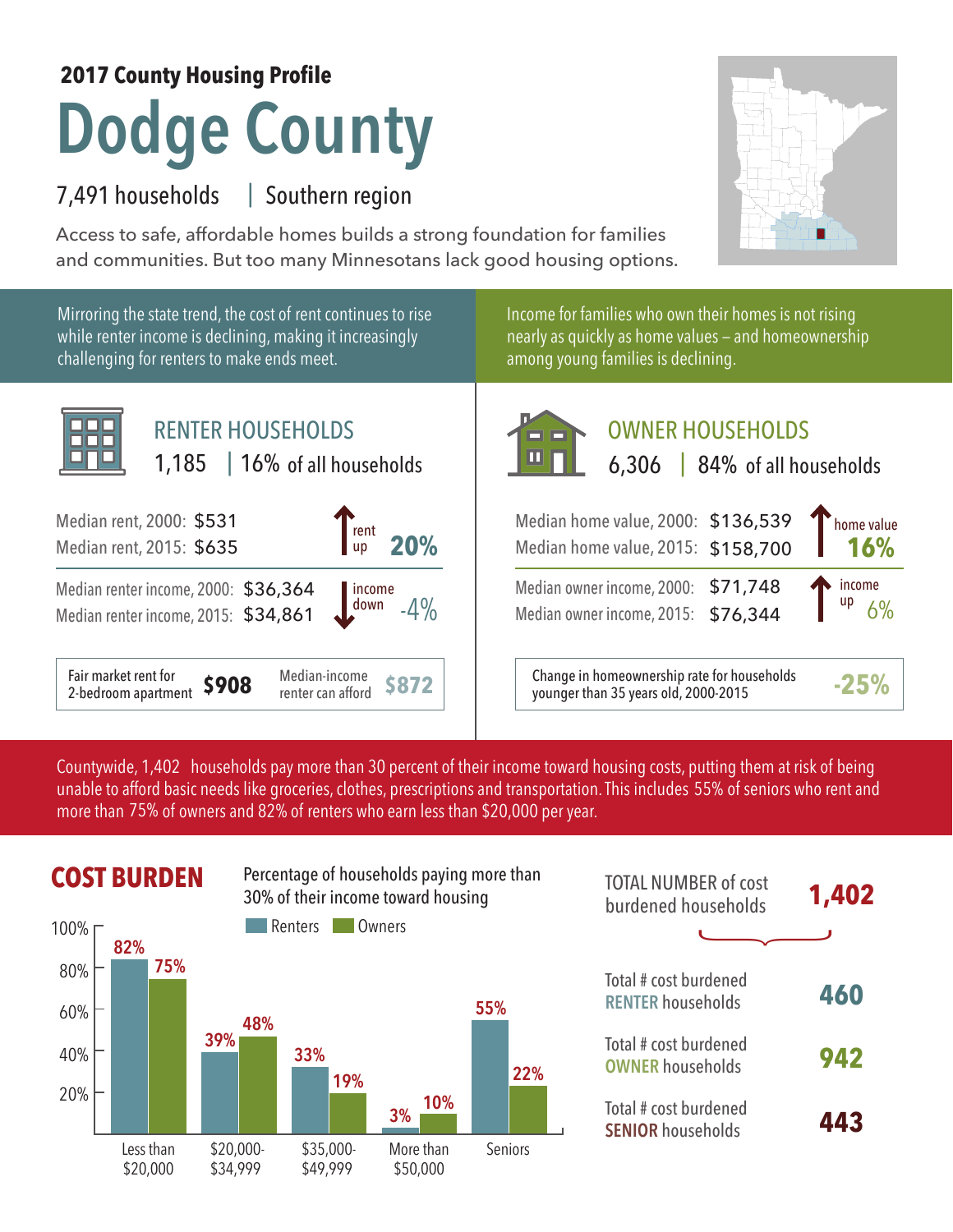**2017 County Housing Profile**

# Dodge County

7,491 households | Southern region

Access to safe, affordable homes builds a strong foundation for families and communities. But too many Minnesotans lack good housing options.

Mirroring the state trend, the cost of rent continues to rise while renter income is declining, making it increasingly challenging for renters to make ends meet.

Income for families who own their homes is not rising nearly as quickly as home values – and homeownership among young families is declining.

## RENTER HOUSEHOLDS

1,185 | 16% of all households

Median rent, 2000: $531
Median rent, 2015: $635
rent up **20%**

Median renter income, 2000: $36,364
Median renter income, 2015: $34,861
income down -4%

Fair market rent for 2-bedroom apartment **$908** | Median-income renter can afford **$872**

## OWNER HOUSEHOLDS

6,306 | 84% of all households

Median home value, 2000: $136,539
Median home value, 2015: $158,700
home value **16%**

Median owner income, 2000: $71,748
Median owner income, 2015: $76,344
income up 6%

Change in homeownership rate for households younger than 35 years old, 2000-2015 **-25%**

Countywide, 1,402 households pay more than 30 percent of their income toward housing costs, putting them at risk of being unable to afford basic needs like groceries, clothes, prescriptions and transportation. This includes 55% of seniors who rent and more than 75% of owners and 82% of renters who earn less than $20,000 per year.

## COST BURDEN

Percentage of households paying more than 30% of their income toward housing

| | Renters | Owners |
|---|---|---|
| Less than $20,000 | 82% | 75% |
| $20,000-$34,999 | 39% | 48% |
| $35,000-$49,999 | 33% | 19% |
| More than $50,000 | 3% | 10% |
| Seniors | 55% | 22% |

TOTAL NUMBER of cost burdened households **1,402**

Total # cost burdened RENTER households **460**

Total # cost burdened OWNER households **942**

Total # cost burdened SENIOR households **443**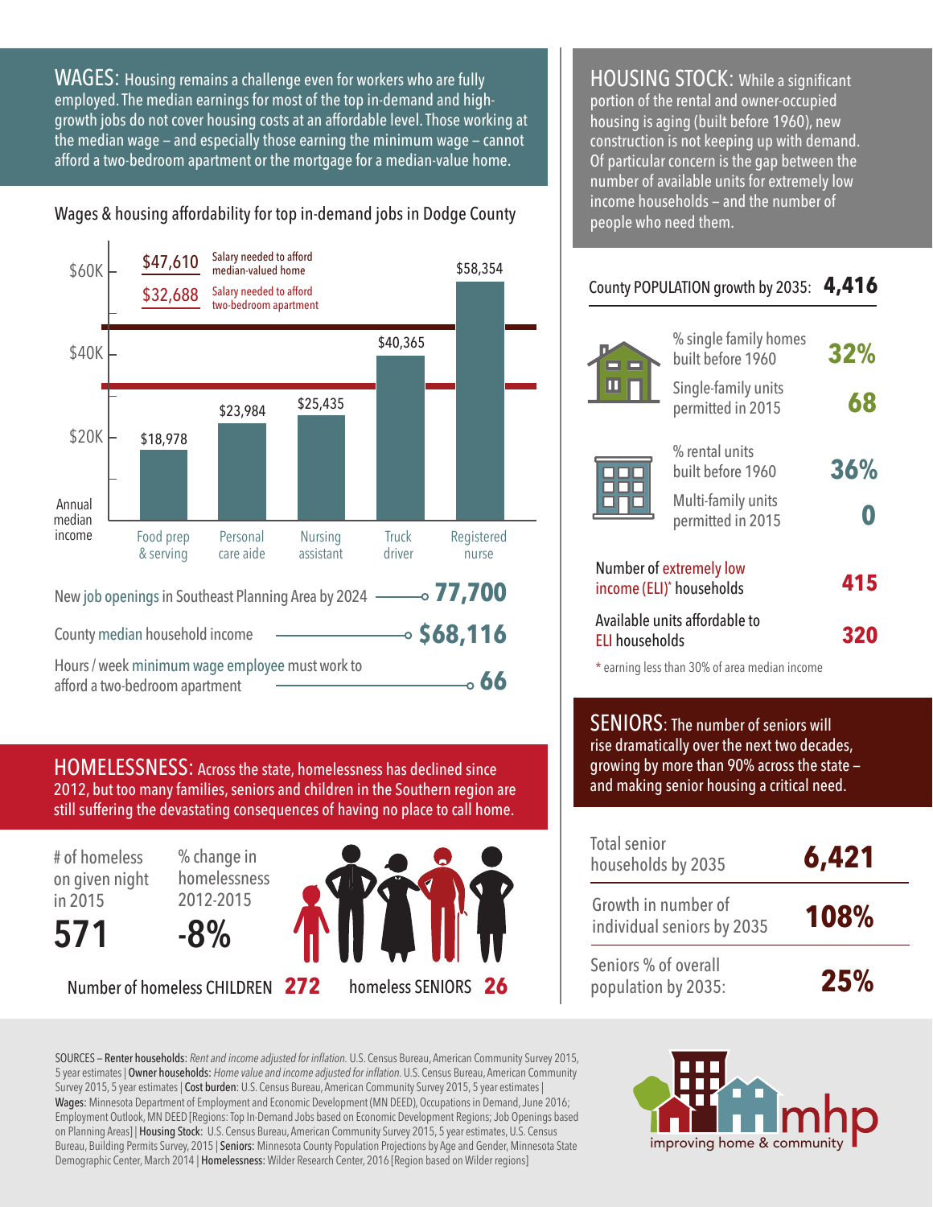## WAGES:

Housing remains a challenge even for workers who are fully employed. The median earnings for most of the top in-demand and high-growth jobs do not cover housing costs at an affordable level. Those working at the median wage – and especially those earning the minimum wage – cannot afford a two-bedroom apartment or the mortgage for a median-value home.

### Wages & housing affordability for top in-demand jobs in Dodge County

$60K
$40K
$20K
Annual median income

$47,610 Salary needed to afford median-valued home
$32,688 Salary needed to afford two-bedroom apartment

Food prep & serving $18,978
Personal care aide $23,984
Nursing assistant $25,435
Truck driver $40,365
Registered nurse $58,354

New job openings in Southeast Planning Area by 2024 — **77,700**

County median household income — **$68,116**

Hours / week minimum wage employee must work to afford a two-bedroom apartment — **66**

## HOMELESSNESS:

Across the state, homelessness has declined since 2012, but too many families, seniors and children in the Southern region are still suffering the devastating consequences of having no place to call home.

# of homeless on given night in 2015 **571**

% change in homelessness 2012-2015 **-8%**

Number of homeless CHILDREN **272**

homeless SENIORS **26**

## HOUSING STOCK:

While a significant portion of the rental and owner-occupied housing is aging (built before 1960), new construction is not keeping up with demand. Of particular concern is the gap between the number of available units for extremely low income households – and the number of people who need them.

County POPULATION growth by 2035: **4,416**

| | |
|---|---|
| % single family homes built before 1960 | **32%** |
| Single-family units permitted in 2015 | **68** |
| % rental units built before 1960 | **36%** |
| Multi-family units permitted in 2015 | **0** |
| Number of extremely low income (ELI)* households | **415** |
| Available units affordable to ELI households | **320** |

* earning less than 30% of area median income

## SENIORS:

The number of seniors will rise dramatically over the next two decades, growing by more than 90% across the state – and making senior housing a critical need.

| | |
|---|---|
| Total senior households by 2035 | **6,421** |
| Growth in number of individual seniors by 2035 | **108%** |
| Seniors % of overall population by 2035: | **25%** |

SOURCES – **Renter households**: *Rent and income adjusted for inflation.* U.S. Census Bureau, American Community Survey 2015, 5 year estimates | **Owner households**: *Home value and income adjusted for inflation.* U.S. Census Bureau, American Community Survey 2015, 5 year estimates | **Cost burden**: U.S. Census Bureau, American Community Survey 2015, 5 year estimates | **Wages**: Minnesota Department of Employment and Economic Development (MN DEED), Occupations in Demand, June 2016; Employment Outlook, MN DEED [Regions: Top In-Demand Jobs based on Economic Development Regions; Job Openings based on Planning Areas] | **Housing Stock**: U.S. Census Bureau, American Community Survey 2015, 5 year estimates, U.S. Census Bureau, Building Permits Survey, 2015 | **Seniors**: Minnesota County Population Projections by Age and Gender, Minnesota State Demographic Center, March 2014 | **Homelessness**: Wilder Research Center, 2016 [Region based on Wilder regions]

mhp improving home & community